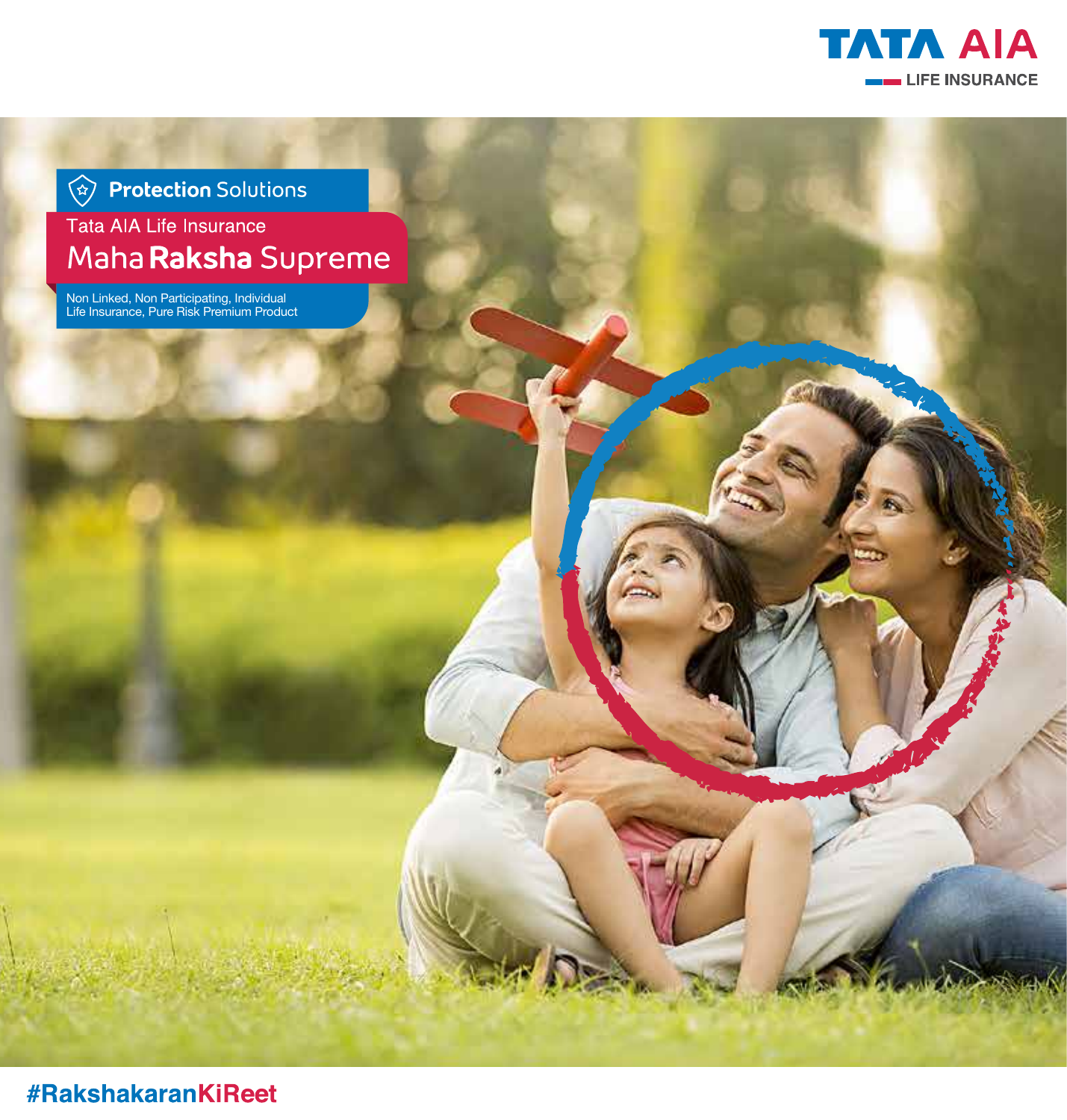TATA AIA

LIFE INSURANCE

Protection Solutions

Tata AIA Life Insurance

# Maha **Raksha** Supreme

Non Linked, Non Participating, Individual
Life Insurance, Pure Risk Premium Product

#RakshakaranKiReet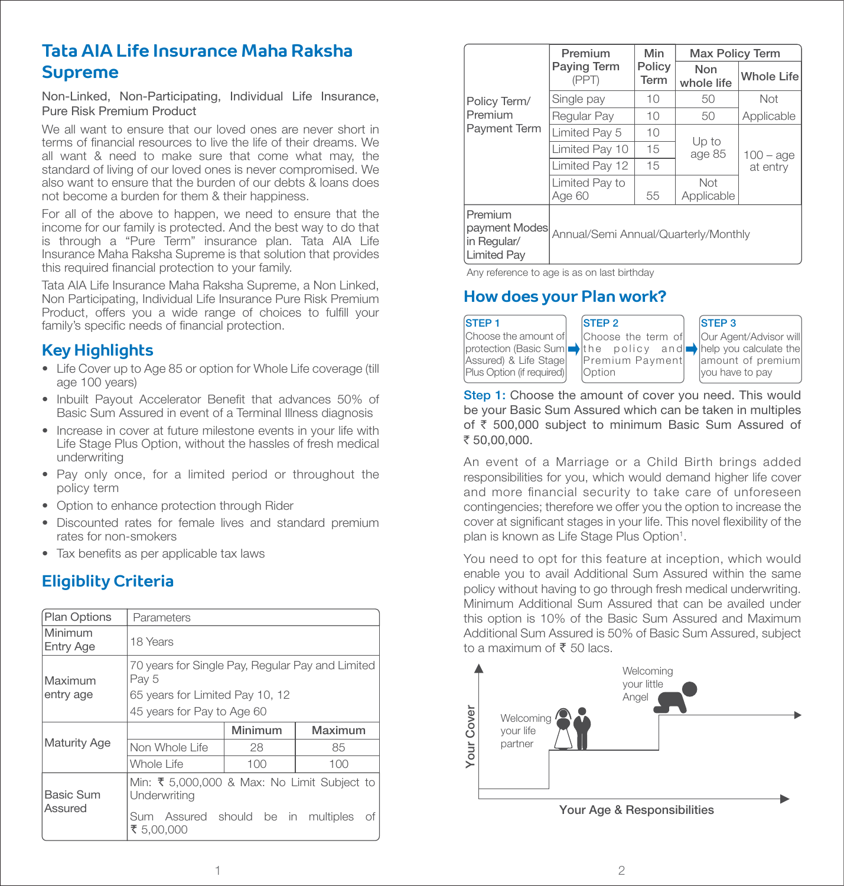# Tata AIA Life Insurance Maha Raksha Supreme

Non-Linked, Non-Participating, Individual Life Insurance, Pure Risk Premium Product

We all want to ensure that our loved ones are never short in terms of financial resources to live the life of their dreams. We all want & need to make sure that come what may, the standard of living of our loved ones is never compromised. We also want to ensure that the burden of our debts & loans does not become a burden for them & their happiness.

For all of the above to happen, we need to ensure that the income for our family is protected. And the best way to do that is through a "Pure Term" insurance plan. Tata AIA Life Insurance Maha Raksha Supreme is that solution that provides this required financial protection to your family.

Tata AIA Life Insurance Maha Raksha Supreme, a Non Linked, Non Participating, Individual Life Insurance Pure Risk Premium Product, offers you a wide range of choices to fulfill your family's specific needs of financial protection.

## Key Highlights

- Life Cover up to Age 85 or option for Whole Life coverage (till age 100 years)
- Inbuilt Payout Accelerator Benefit that advances 50% of Basic Sum Assured in event of a Terminal Illness diagnosis
- Increase in cover at future milestone events in your life with Life Stage Plus Option, without the hassles of fresh medical underwriting
- Pay only once, for a limited period or throughout the policy term
- Option to enhance protection through Rider
- Discounted rates for female lives and standard premium rates for non-smokers
- Tax benefits as per applicable tax laws

## Eligiblity Criteria

| Plan Options | Parameters | | |
|---|---|---|---|
| Minimum Entry Age | 18 Years | | |
| Maximum entry age | 70 years for Single Pay, Regular Pay and Limited Pay 5<br>65 years for Limited Pay 10, 12<br>45 years for Pay to Age 60 | | |
| Maturity Age | | Minimum | Maximum |
| | Non Whole Life | 28 | 85 |
| | Whole Life | 100 | 100 |
| Basic Sum Assured | Min: ₹ 5,000,000 & Max: No Limit Subject to Underwriting<br>Sum Assured should be in multiples of ₹ 5,00,000 | | |

| | Premium Paying Term (PPT) | Min Policy Term | Max Policy Term | |
|---|---|---|---|---|
| | | | Non whole life | Whole Life |
| Policy Term/ Premium Payment Term | Single pay | 10 | 50 | Not Applicable |
| | Regular Pay | 10 | 50 | |
| | Limited Pay 5 | 10 | Up to age 85 | 100 – age at entry |
| | Limited Pay 10 | 15 | | |
| | Limited Pay 12 | 15 | | |
| | Limited Pay to Age 60 | 55 | Not Applicable | |
| Premium payment Modes in Regular/ Limited Pay | Annual/Semi Annual/Quarterly/Monthly | | | |

Any reference to age is as on last birthday

## How does your Plan work?

**STEP 1** Choose the amount of protection (Basic Sum Assured) & Life Stage Plus Option (if required) → **STEP 2** Choose the term of the policy and Premium Payment Option → **STEP 3** Our Agent/Advisor will help you calculate the amount of premium you have to pay

**Step 1:** Choose the amount of cover you need. This would be your Basic Sum Assured which can be taken in multiples of ₹ 500,000 subject to minimum Basic Sum Assured of ₹ 50,00,000.

An event of a Marriage or a Child Birth brings added responsibilities for you, which would demand higher life cover and more financial security to take care of unforeseen contingencies; therefore we offer you the option to increase the cover at significant stages in your life. This novel flexibility of the plan is known as Life Stage Plus Option[1].

You need to opt for this feature at inception, which would enable you to avail Additional Sum Assured within the same policy without having to go through fresh medical underwriting. Minimum Additional Sum Assured that can be availed under this option is 10% of the Basic Sum Assured and Maximum Additional Sum Assured is 50% of Basic Sum Assured, subject to a maximum of ₹ 50 lacs.

Your Cover — Welcoming your life partner — Welcoming your little Angel — Your Age & Responsibilities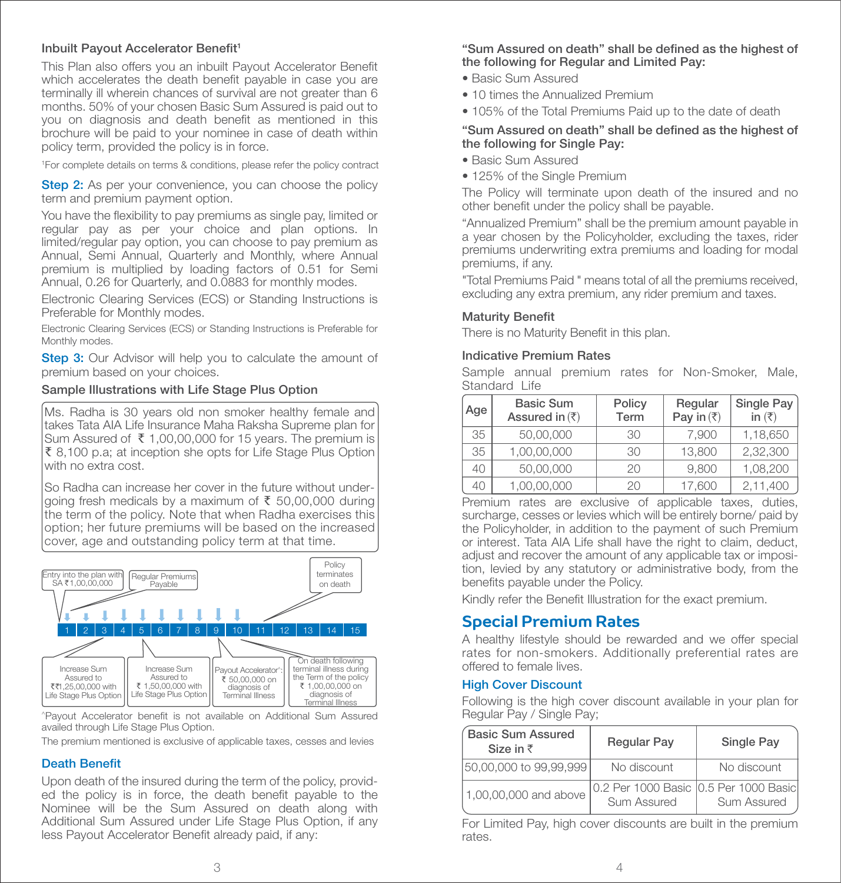### Inbuilt Payout Accelerator Benefit[1]

This Plan also offers you an inbuilt Payout Accelerator Benefit which accelerates the death benefit payable in case you are terminally ill wherein chances of survival are not greater than 6 months. 50% of your chosen Basic Sum Assured is paid out to you on diagnosis and death benefit as mentioned in this brochure will be paid to your nominee in case of death within policy term, provided the policy is in force.

[1]For complete details on terms & conditions, please refer the policy contract

**Step 2:** As per your convenience, you can choose the policy term and premium payment option.

You have the flexibility to pay premiums as single pay, limited or regular pay as per your choice and plan options. In limited/regular pay option, you can choose to pay premium as Annual, Semi Annual, Quarterly and Monthly, where Annual premium is multiplied by loading factors of 0.51 for Semi Annual, 0.26 for Quarterly, and 0.0883 for monthly modes.

Electronic Clearing Services (ECS) or Standing Instructions is Preferable for Monthly modes.

Electronic Clearing Services (ECS) or Standing Instructions is Preferable for Monthly modes.

**Step 3:** Our Advisor will help you to calculate the amount of premium based on your choices.

### Sample Illustrations with Life Stage Plus Option

Ms. Radha is 30 years old non smoker healthy female and takes Tata AIA Life Insurance Maha Raksha Supreme plan for Sum Assured of ₹ 1,00,00,000 for 15 years. The premium is ₹ 8,100 p.a; at inception she opts for Life Stage Plus Option with no extra cost.

So Radha can increase her cover in the future without undergoing fresh medicals by a maximum of ₹ 50,00,000 during the term of the policy. Note that when Radha exercises this option; her future premiums will be based on the increased cover, age and outstanding policy term at that time.

Entry into the plan with SA ₹1,00,00,000 | Regular Premiums Payable | Policy terminates on death

1 | 2 | 3 | 4 | 5 | 6 | 7 | 8 | 9 | 10 | 11 | 12 | 13 | 14 | 15

Increase Sum Assured to ₹1,25,00,000 with Life Stage Plus Option | Increase Sum Assured to ₹ 1,50,00,000 with Life Stage Plus Option | Payout Accelerator^: ₹ 50,00,000 on diagnosis of Terminal Illness | On death following terminal illness during the Term of the policy ₹ 1,00,00,000 on diagnosis of Terminal Illness

^Payout Accelerator benefit is not available on Additional Sum Assured availed through Life Stage Plus Option.

The premium mentioned is exclusive of applicable taxes, cesses and levies

### Death Benefit

Upon death of the insured during the term of the policy, provided the policy is in force, the death benefit payable to the Nominee will be the Sum Assured on death along with Additional Sum Assured under Life Stage Plus Option, if any less Payout Accelerator Benefit already paid, if any:

**"Sum Assured on death" shall be defined as the highest of the following for Regular and Limited Pay:**

- Basic Sum Assured
- 10 times the Annualized Premium
- 105% of the Total Premiums Paid up to the date of death

**"Sum Assured on death" shall be defined as the highest of the following for Single Pay:**

- Basic Sum Assured
- 125% of the Single Premium

The Policy will terminate upon death of the insured and no other benefit under the policy shall be payable.

"Annualized Premium" shall be the premium amount payable in a year chosen by the Policyholder, excluding the taxes, rider premiums underwriting extra premiums and loading for modal premiums, if any.

"Total Premiums Paid " means total of all the premiums received, excluding any extra premium, any rider premium and taxes.

### Maturity Benefit

There is no Maturity Benefit in this plan.

### Indicative Premium Rates

Sample annual premium rates for Non-Smoker, Male, Standard Life

| Age | Basic Sum Assured in (₹) | Policy Term | Regular Pay in (₹) | Single Pay in (₹) |
|---|---|---|---|---|
| 35 | 50,00,000 | 30 | 7,900 | 1,18,650 |
| 35 | 1,00,00,000 | 30 | 13,800 | 2,32,300 |
| 40 | 50,00,000 | 20 | 9,800 | 1,08,200 |
| 40 | 1,00,00,000 | 20 | 17,600 | 2,11,400 |

Premium rates are exclusive of applicable taxes, duties, surcharge, cesses or levies which will be entirely borne/ paid by the Policyholder, in addition to the payment of such Premium or interest. Tata AIA Life shall have the right to claim, deduct, adjust and recover the amount of any applicable tax or imposition, levied by any statutory or administrative body, from the benefits payable under the Policy.

Kindly refer the Benefit Illustration for the exact premium.

## Special Premium Rates

A healthy lifestyle should be rewarded and we offer special rates for non-smokers. Additionally preferential rates are offered to female lives.

### High Cover Discount

Following is the high cover discount available in your plan for Regular Pay / Single Pay;

| Basic Sum Assured Size in ₹ | Regular Pay | Single Pay |
|---|---|---|
| 50,00,000 to 99,99,999 | No discount | No discount |
| 1,00,00,000 and above | 0.2 Per 1000 Basic Sum Assured | 0.5 Per 1000 Basic Sum Assured |

For Limited Pay, high cover discounts are built in the premium rates.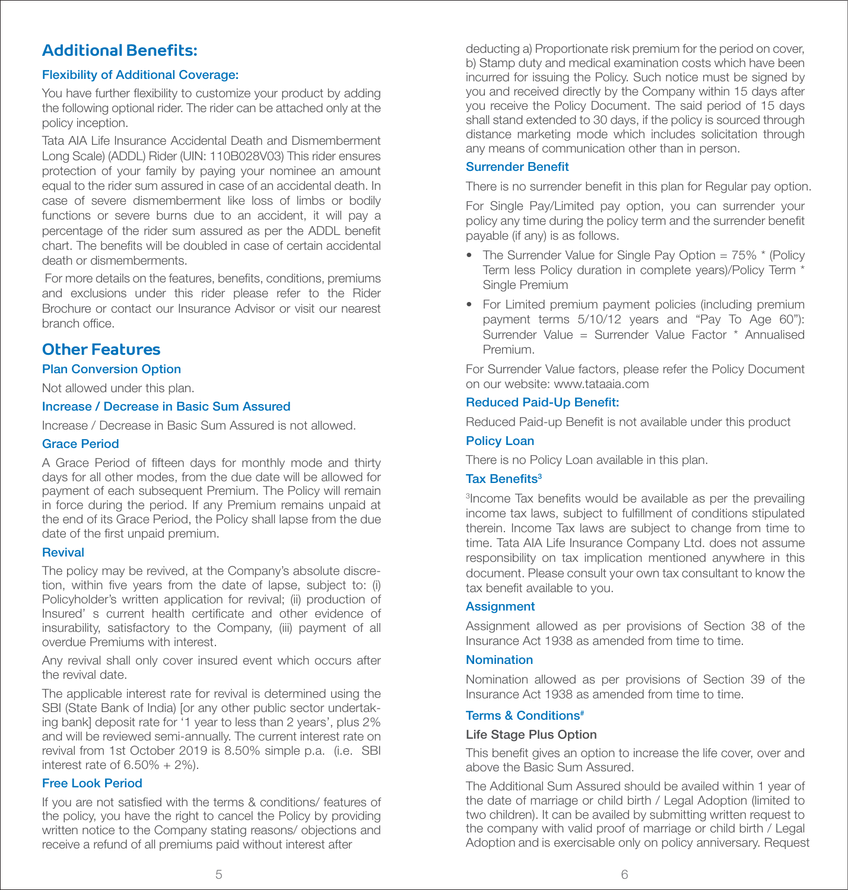## Additional Benefits:

### Flexibility of Additional Coverage:

You have further flexibility to customize your product by adding the following optional rider. The rider can be attached only at the policy inception.

Tata AIA Life Insurance Accidental Death and Dismemberment Long Scale) (ADDL) Rider (UIN: 110B028V03) This rider ensures protection of your family by paying your nominee an amount equal to the rider sum assured in case of an accidental death. In case of severe dismemberment like loss of limbs or bodily functions or severe burns due to an accident, it will pay a percentage of the rider sum assured as per the ADDL benefit chart. The benefits will be doubled in case of certain accidental death or dismemberments.

For more details on the features, benefits, conditions, premiums and exclusions under this rider please refer to the Rider Brochure or contact our Insurance Advisor or visit our nearest branch office.

## Other Features

### Plan Conversion Option

Not allowed under this plan.

### Increase / Decrease in Basic Sum Assured

Increase / Decrease in Basic Sum Assured is not allowed.

### Grace Period

A Grace Period of fifteen days for monthly mode and thirty days for all other modes, from the due date will be allowed for payment of each subsequent Premium. The Policy will remain in force during the period. If any Premium remains unpaid at the end of its Grace Period, the Policy shall lapse from the due date of the first unpaid premium.

### Revival

The policy may be revived, at the Company's absolute discretion, within five years from the date of lapse, subject to: (i) Policyholder's written application for revival; (ii) production of Insured' s current health certificate and other evidence of insurability, satisfactory to the Company, (iii) payment of all overdue Premiums with interest.

Any revival shall only cover insured event which occurs after the revival date.

The applicable interest rate for revival is determined using the SBI (State Bank of India) [or any other public sector undertaking bank] deposit rate for '1 year to less than 2 years', plus 2% and will be reviewed semi-annually. The current interest rate on revival from 1st October 2019 is 8.50% simple p.a. (i.e. SBI interest rate of 6.50% + 2%).

### Free Look Period

If you are not satisfied with the terms & conditions/ features of the policy, you have the right to cancel the Policy by providing written notice to the Company stating reasons/ objections and receive a refund of all premiums paid without interest after deducting a) Proportionate risk premium for the period on cover, b) Stamp duty and medical examination costs which have been incurred for issuing the Policy. Such notice must be signed by you and received directly by the Company within 15 days after you receive the Policy Document. The said period of 15 days shall stand extended to 30 days, if the policy is sourced through distance marketing mode which includes solicitation through any means of communication other than in person.

### Surrender Benefit

There is no surrender benefit in this plan for Regular pay option.

For Single Pay/Limited pay option, you can surrender your policy any time during the policy term and the surrender benefit payable (if any) is as follows.

- The Surrender Value for Single Pay Option = 75% * (Policy Term less Policy duration in complete years)/Policy Term * Single Premium
- For Limited premium payment policies (including premium payment terms 5/10/12 years and "Pay To Age 60"): Surrender Value = Surrender Value Factor * Annualised Premium.

For Surrender Value factors, please refer the Policy Document on our website: www.tataaia.com

### Reduced Paid-Up Benefit:

Reduced Paid-up Benefit is not available under this product

### Policy Loan

There is no Policy Loan available in this plan.

### Tax Benefits[3]

[3]Income Tax benefits would be available as per the prevailing income tax laws, subject to fulfillment of conditions stipulated therein. Income Tax laws are subject to change from time to time. Tata AIA Life Insurance Company Ltd. does not assume responsibility on tax implication mentioned anywhere in this document. Please consult your own tax consultant to know the tax benefit available to you.

### Assignment

Assignment allowed as per provisions of Section 38 of the Insurance Act 1938 as amended from time to time.

### Nomination

Nomination allowed as per provisions of Section 39 of the Insurance Act 1938 as amended from time to time.

### Terms & Conditions[#]

**Life Stage Plus Option**

This benefit gives an option to increase the life cover, over and above the Basic Sum Assured.

The Additional Sum Assured should be availed within 1 year of the date of marriage or child birth / Legal Adoption (limited to two children). It can be availed by submitting written request to the company with valid proof of marriage or child birth / Legal Adoption and is exercisable only on policy anniversary. Request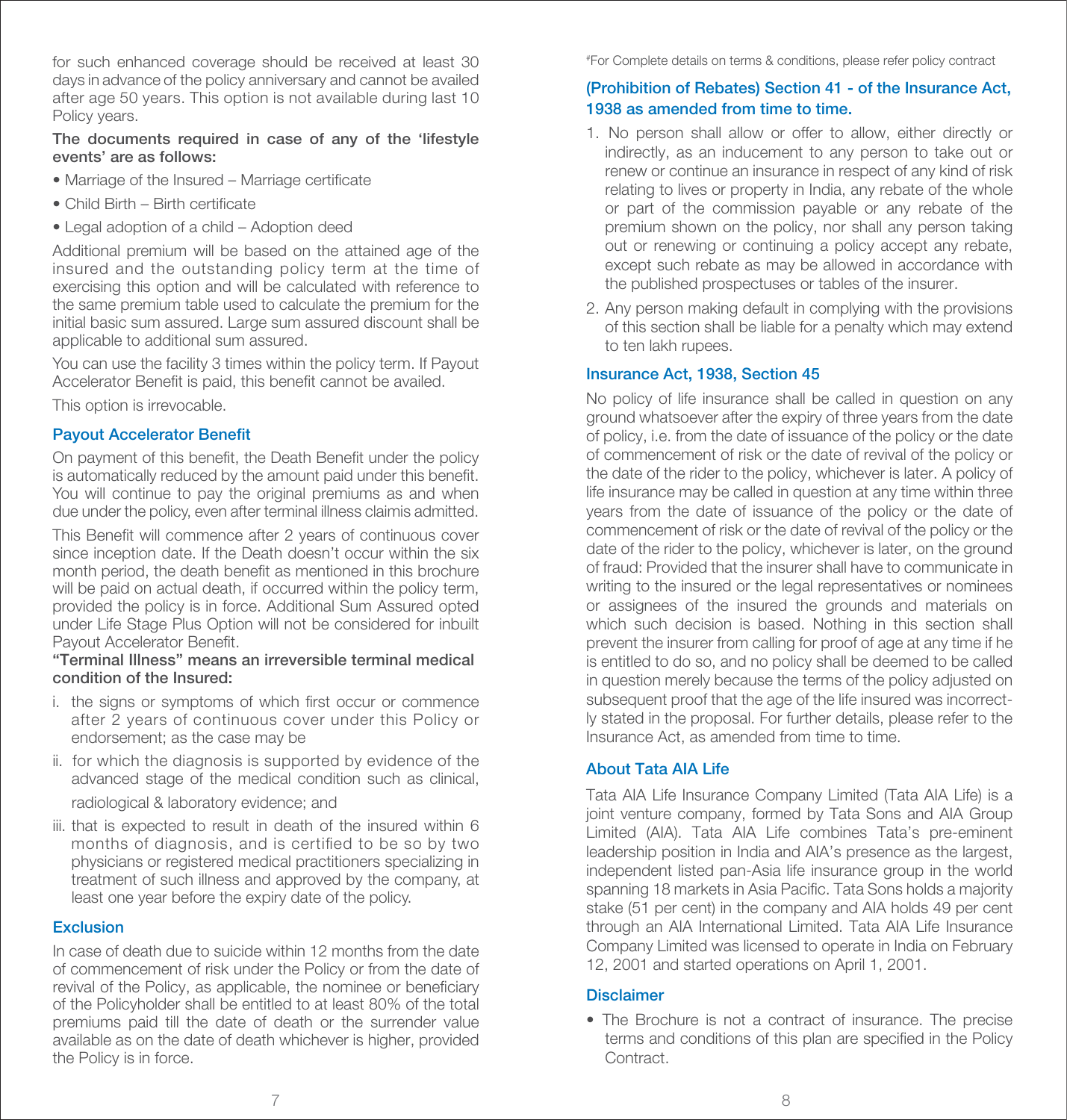for such enhanced coverage should be received at least 30 days in advance of the policy anniversary and cannot be availed after age 50 years. This option is not available during last 10 Policy years.

**The documents required in case of any of the 'lifestyle events' are as follows:**

- Marriage of the Insured – Marriage certificate
- Child Birth – Birth certificate
- Legal adoption of a child – Adoption deed

Additional premium will be based on the attained age of the insured and the outstanding policy term at the time of exercising this option and will be calculated with reference to the same premium table used to calculate the premium for the initial basic sum assured. Large sum assured discount shall be applicable to additional sum assured.

You can use the facility 3 times within the policy term. If Payout Accelerator Benefit is paid, this benefit cannot be availed.

This option is irrevocable.

### Payout Accelerator Benefit

On payment of this benefit, the Death Benefit under the policy is automatically reduced by the amount paid under this benefit. You will continue to pay the original premiums as and when due under the policy, even after terminal illness claimis admitted.

This Benefit will commence after 2 years of continuous cover since inception date. If the Death doesn't occur within the six month period, the death benefit as mentioned in this brochure will be paid on actual death, if occurred within the policy term, provided the policy is in force. Additional Sum Assured opted under Life Stage Plus Option will not be considered for inbuilt Payout Accelerator Benefit.

**"Terminal Illness" means an irreversible terminal medical condition of the Insured:**

i. the signs or symptoms of which first occur or commence after 2 years of continuous cover under this Policy or endorsement; as the case may be

ii. for which the diagnosis is supported by evidence of the advanced stage of the medical condition such as clinical, radiological & laboratory evidence; and

iii. that is expected to result in death of the insured within 6 months of diagnosis, and is certified to be so by two physicians or registered medical practitioners specializing in treatment of such illness and approved by the company, at least one year before the expiry date of the policy.

### Exclusion

In case of death due to suicide within 12 months from the date of commencement of risk under the Policy or from the date of revival of the Policy, as applicable, the nominee or beneficiary of the Policyholder shall be entitled to at least 80% of the total premiums paid till the date of death or the surrender value available as on the date of death whichever is higher, provided the Policy is in force.

#For Complete details on terms & conditions, please refer policy contract

### (Prohibition of Rebates) Section 41 - of the Insurance Act, 1938 as amended from time to time.

1. No person shall allow or offer to allow, either directly or indirectly, as an inducement to any person to take out or renew or continue an insurance in respect of any kind of risk relating to lives or property in India, any rebate of the whole or part of the commission payable or any rebate of the premium shown on the policy, nor shall any person taking out or renewing or continuing a policy accept any rebate, except such rebate as may be allowed in accordance with the published prospectuses or tables of the insurer.
2. Any person making default in complying with the provisions of this section shall be liable for a penalty which may extend to ten lakh rupees.

### Insurance Act, 1938, Section 45

No policy of life insurance shall be called in question on any ground whatsoever after the expiry of three years from the date of policy, i.e. from the date of issuance of the policy or the date of commencement of risk or the date of revival of the policy or the date of the rider to the policy, whichever is later. A policy of life insurance may be called in question at any time within three years from the date of issuance of the policy or the date of commencement of risk or the date of revival of the policy or the date of the rider to the policy, whichever is later, on the ground of fraud: Provided that the insurer shall have to communicate in writing to the insured or the legal representatives or nominees or assignees of the insured the grounds and materials on which such decision is based. Nothing in this section shall prevent the insurer from calling for proof of age at any time if he is entitled to do so, and no policy shall be deemed to be called in question merely because the terms of the policy adjusted on subsequent proof that the age of the life insured was incorrectly stated in the proposal. For further details, please refer to the Insurance Act, as amended from time to time.

### About Tata AIA Life

Tata AIA Life Insurance Company Limited (Tata AIA Life) is a joint venture company, formed by Tata Sons and AIA Group Limited (AIA). Tata AIA Life combines Tata's pre-eminent leadership position in India and AIA's presence as the largest, independent listed pan-Asia life insurance group in the world spanning 18 markets in Asia Pacific. Tata Sons holds a majority stake (51 per cent) in the company and AIA holds 49 per cent through an AIA International Limited. Tata AIA Life Insurance Company Limited was licensed to operate in India on February 12, 2001 and started operations on April 1, 2001.

### Disclaimer

- The Brochure is not a contract of insurance. The precise terms and conditions of this plan are specified in the Policy Contract.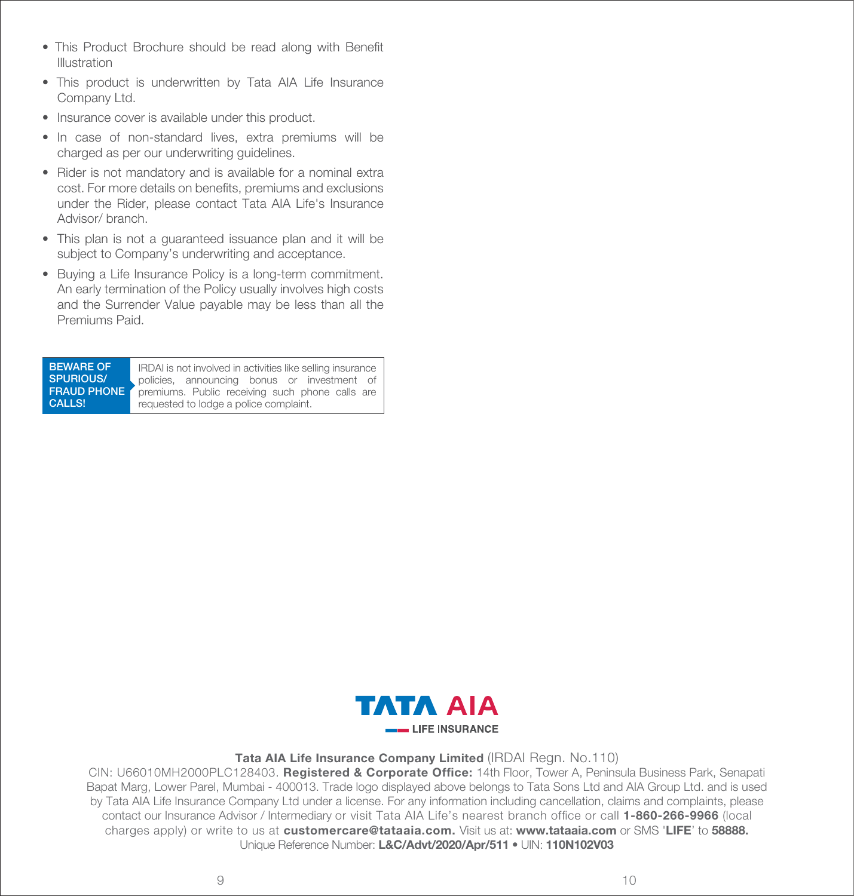- This Product Brochure should be read along with Benefit Illustration
- This product is underwritten by Tata AIA Life Insurance Company Ltd.
- Insurance cover is available under this product.
- In case of non-standard lives, extra premiums will be charged as per our underwriting guidelines.
- Rider is not mandatory and is available for a nominal extra cost. For more details on benefits, premiums and exclusions under the Rider, please contact Tata AIA Life's Insurance Advisor/ branch.
- This plan is not a guaranteed issuance plan and it will be subject to Company's underwriting and acceptance.
- Buying a Life Insurance Policy is a long-term commitment. An early termination of the Policy usually involves high costs and the Surrender Value payable may be less than all the Premiums Paid.

**BEWARE OF SPURIOUS/ FRAUD PHONE CALLS!**

IRDAI is not involved in activities like selling insurance policies, announcing bonus or investment of premiums. Public receiving such phone calls are requested to lodge a police complaint.

TATA AIA LIFE INSURANCE

**Tata AIA Life Insurance Company Limited** (IRDAI Regn. No.110)
CIN: U66010MH2000PLC128403. **Registered & Corporate Office:** 14th Floor, Tower A, Peninsula Business Park, Senapati Bapat Marg, Lower Parel, Mumbai - 400013. Trade logo displayed above belongs to Tata Sons Ltd and AIA Group Ltd. and is used by Tata AIA Life Insurance Company Ltd under a license. For any information including cancellation, claims and complaints, please contact our Insurance Advisor / Intermediary or visit Tata AIA Life's nearest branch office or call **1-860-266-9966** (local charges apply) or write to us at **customercare@tataaia.com.** Visit us at: **www.tataaia.com** or SMS '**LIFE**' to **58888.**
Unique Reference Number: **L&C/Advt/2020/Apr/511** • UIN: **110N102V03**